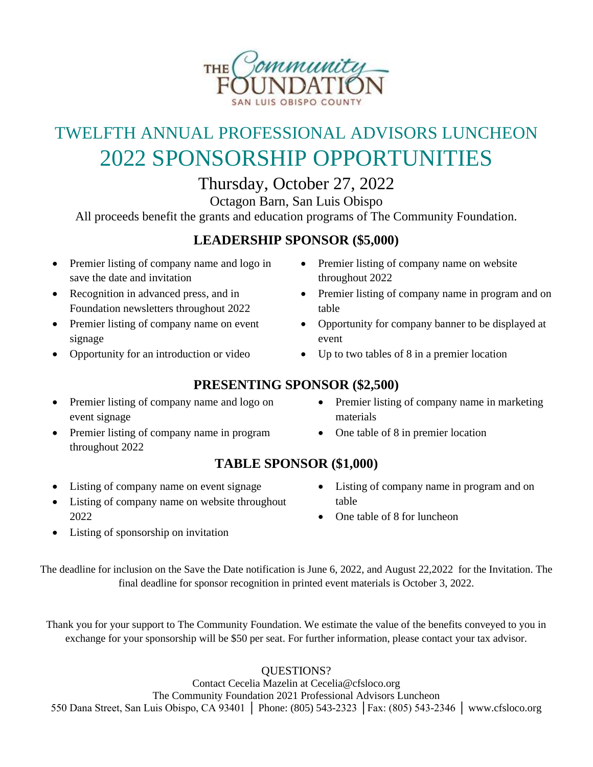THE Community FOUNDATION
SAN LUIS OBISPO COUNTY

# TWELFTH ANNUAL PROFESSIONAL ADVISORS LUNCHEON

# 2022 SPONSORSHIP OPPORTUNITIES

## Thursday, October 27, 2022

Octagon Barn, San Luis Obispo

All proceeds benefit the grants and education programs of The Community Foundation.

### LEADERSHIP SPONSOR ($5,000)

- Premier listing of company name and logo in save the date and invitation
- Recognition in advanced press, and in Foundation newsletters throughout 2022
- Premier listing of company name on event signage
- Opportunity for an introduction or video
- Premier listing of company name on website throughout 2022
- Premier listing of company name in program and on table
- Opportunity for company banner to be displayed at event
- Up to two tables of 8 in a premier location

### PRESENTING SPONSOR ($2,500)

- Premier listing of company name and logo on event signage
- Premier listing of company name in program throughout 2022
- Premier listing of company name in marketing materials
- One table of 8 in premier location

### TABLE SPONSOR ($1,000)

- Listing of company name on event signage
- Listing of company name on website throughout 2022
- Listing of sponsorship on invitation
- Listing of company name in program and on table
- One table of 8 for luncheon

The deadline for inclusion on the Save the Date notification is June 6, 2022, and August 22,2022 for the Invitation. The final deadline for sponsor recognition in printed event materials is October 3, 2022.

Thank you for your support to The Community Foundation. We estimate the value of the benefits conveyed to you in exchange for your sponsorship will be $50 per seat. For further information, please contact your tax advisor.

QUESTIONS?

Contact Cecelia Mazelin at Cecelia@cfsloco.org

The Community Foundation 2021 Professional Advisors Luncheon

550 Dana Street, San Luis Obispo, CA 93401 | Phone: (805) 543-2323 | Fax: (805) 543-2346 | www.cfsloco.org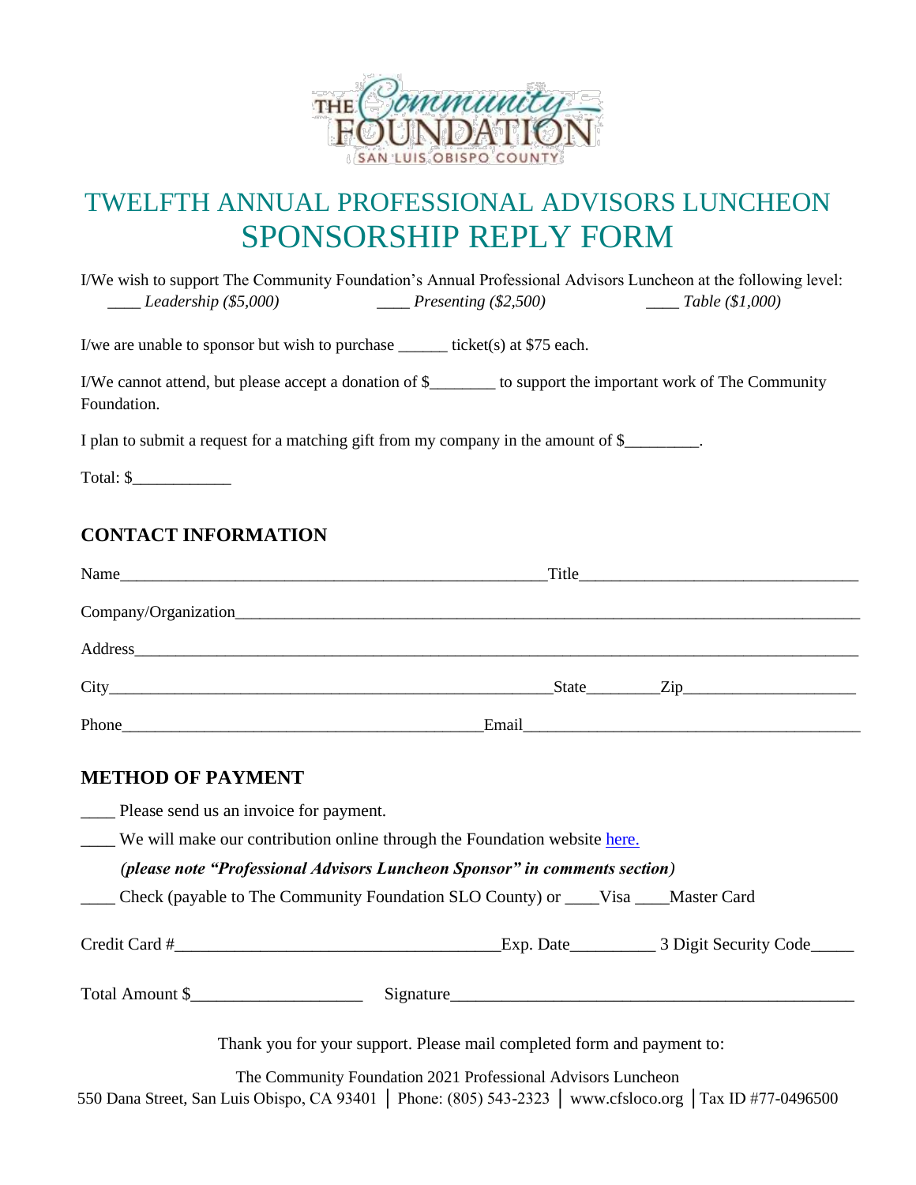# TWELFTH ANNUAL PROFESSIONAL ADVISORS LUNCHEON
# SPONSORSHIP REPLY FORM

I/We wish to support The Community Foundation's Annual Professional Advisors Luncheon at the following level:
____ *Leadership ($5,000)* ____ *Presenting ($2,500)* ____ *Table ($1,000)*

I/we are unable to sponsor but wish to purchase ______ ticket(s) at $75 each.

I/We cannot attend, but please accept a donation of $________ to support the important work of The Community Foundation.

I plan to submit a request for a matching gift from my company in the amount of $_________.

Total: $____________

## CONTACT INFORMATION

Name_____________________________________________________Title_________________________________

Company/Organization_____________________________________________________________________________

Address_________________________________________________________________________________________

City________________________________________________________State________Zip____________________

Phone_____________________________________________Email_________________________________________

## METHOD OF PAYMENT

____ Please send us an invoice for payment.

____ We will make our contribution online through the Foundation website here.

***(please note "Professional Advisors Luncheon Sponsor" in comments section)***

____ Check (payable to The Community Foundation SLO County) or ____Visa ____Master Card

Credit Card #______________________________________Exp. Date__________ 3 Digit Security Code_____

Total Amount $___________________ Signature_______________________________________________

Thank you for your support. Please mail completed form and payment to:

The Community Foundation 2021 Professional Advisors Luncheon
550 Dana Street, San Luis Obispo, CA 93401 | Phone: (805) 543-2323 | www.cfsloco.org | Tax ID #77-0496500